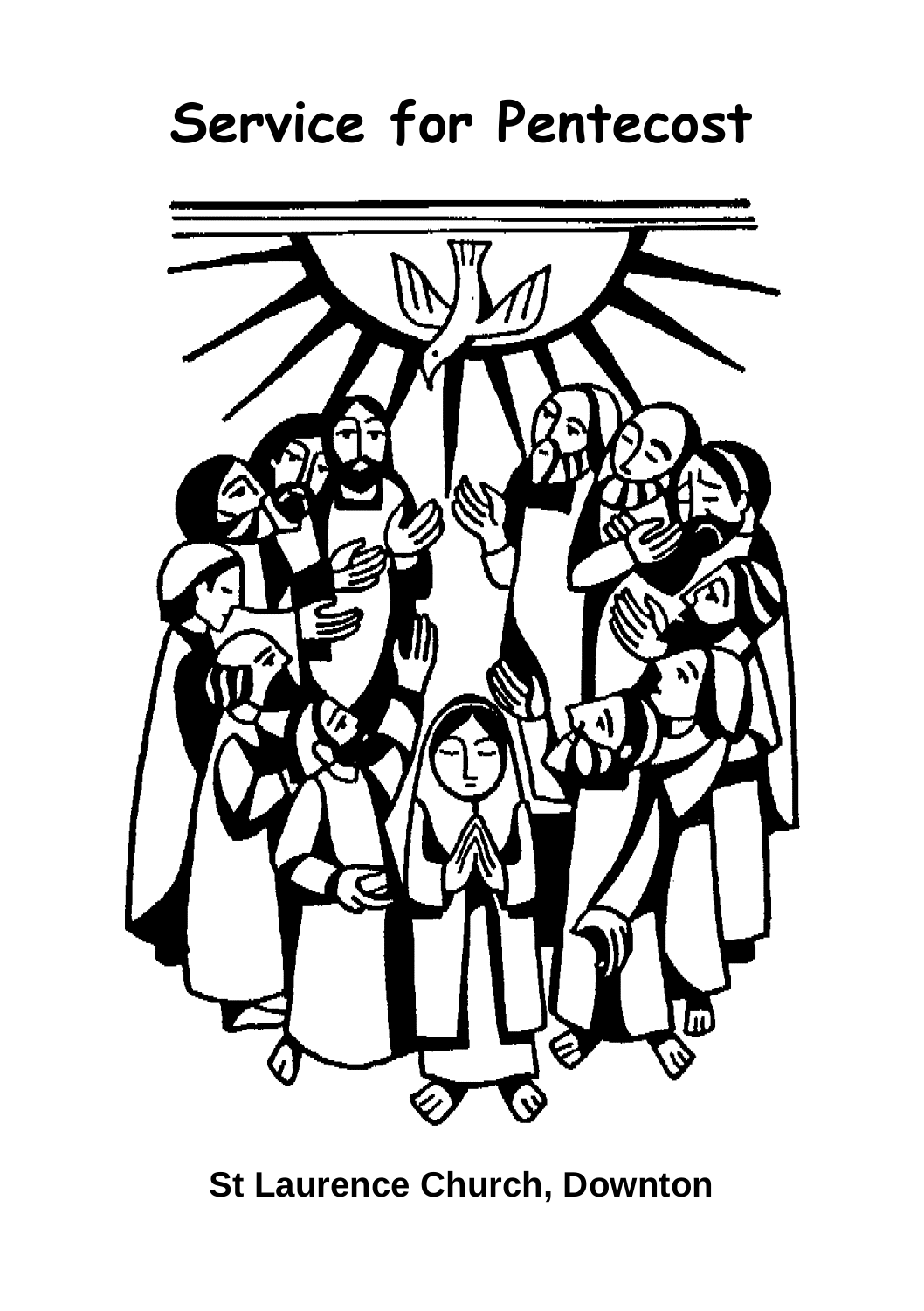# Service for Pentecost

**St Laurence Church, Downton**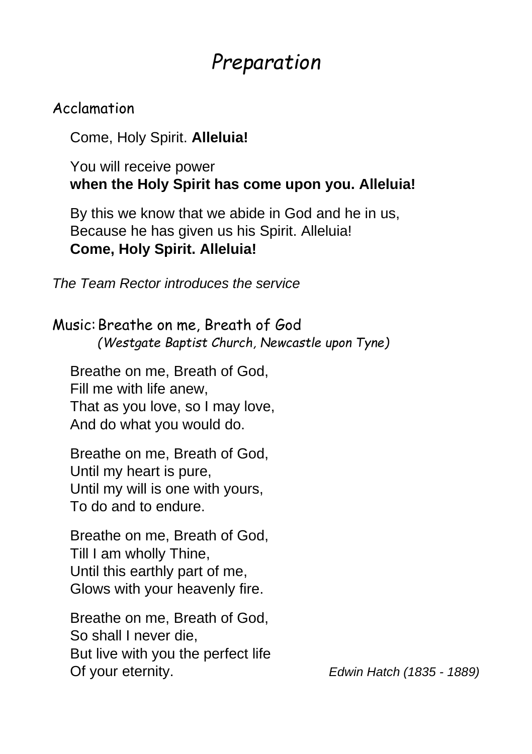# *Preparation*

## Acclamation

Come, Holy Spirit. **Alleluia!**

You will receive power
**when the Holy Spirit has come upon you. Alleluia!**

By this we know that we abide in God and he in us,
Because he has given us his Spirit. Alleluia!
**Come, Holy Spirit. Alleluia!**

*The Team Rector introduces the service*

## Music: Breathe on me, Breath of God

*(Westgate Baptist Church, Newcastle upon Tyne)*

Breathe on me, Breath of God,
Fill me with life anew,
That as you love, so I may love,
And do what you would do.

Breathe on me, Breath of God,
Until my heart is pure,
Until my will is one with yours,
To do and to endure.

Breathe on me, Breath of God,
Till I am wholly Thine,
Until this earthly part of me,
Glows with your heavenly fire.

Breathe on me, Breath of God,
So shall I never die,
But live with you the perfect life
Of your eternity.

*Edwin Hatch (1835 - 1889)*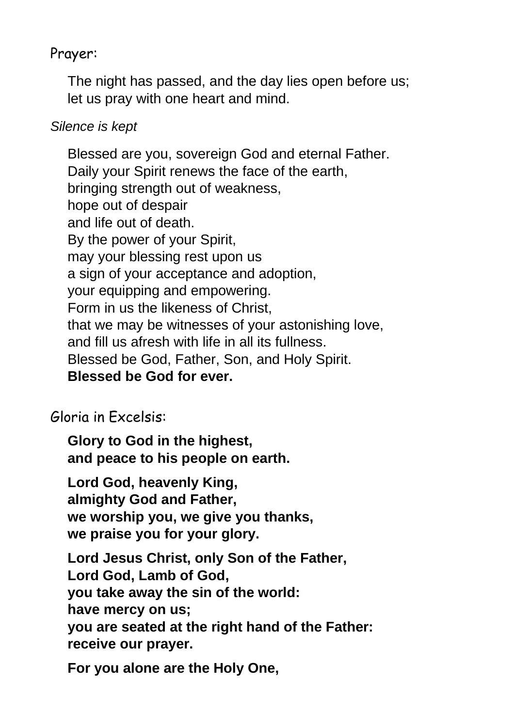Prayer:

The night has passed, and the day lies open before us;
let us pray with one heart and mind.

*Silence is kept*

Blessed are you, sovereign God and eternal Father.
Daily your Spirit renews the face of the earth,
bringing strength out of weakness,
hope out of despair
and life out of death.
By the power of your Spirit,
may your blessing rest upon us
a sign of your acceptance and adoption,
your equipping and empowering.
Form in us the likeness of Christ,
that we may be witnesses of your astonishing love,
and fill us afresh with life in all its fullness.
Blessed be God, Father, Son, and Holy Spirit.
**Blessed be God for ever.**

Gloria in Excelsis:

**Glory to God in the highest,
and peace to his people on earth.**

**Lord God, heavenly King,
almighty God and Father,
we worship you, we give you thanks,
we praise you for your glory.**

**Lord Jesus Christ, only Son of the Father,
Lord God, Lamb of God,
you take away the sin of the world:
have mercy on us;
you are seated at the right hand of the Father:
receive our prayer.**

**For you alone are the Holy One,**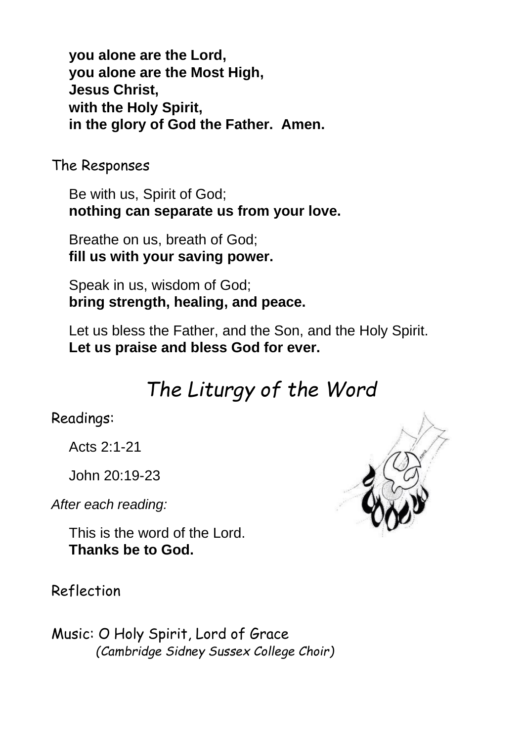**you alone are the Lord,**
**you alone are the Most High,**
**Jesus Christ,**
**with the Holy Spirit,**
**in the glory of God the Father. Amen.**

The Responses

Be with us, Spirit of God;
**nothing can separate us from your love.**

Breathe on us, breath of God;
**fill us with your saving power.**

Speak in us, wisdom of God;
**bring strength, healing, and peace.**

Let us bless the Father, and the Son, and the Holy Spirit.
**Let us praise and bless God for ever.**

## *The Liturgy of the Word*

Readings:

Acts 2:1-21

John 20:19-23

*After each reading:*

This is the word of the Lord.
**Thanks be to God.**

Reflection

Music: O Holy Spirit, Lord of Grace
*(Cambridge Sidney Sussex College Choir)*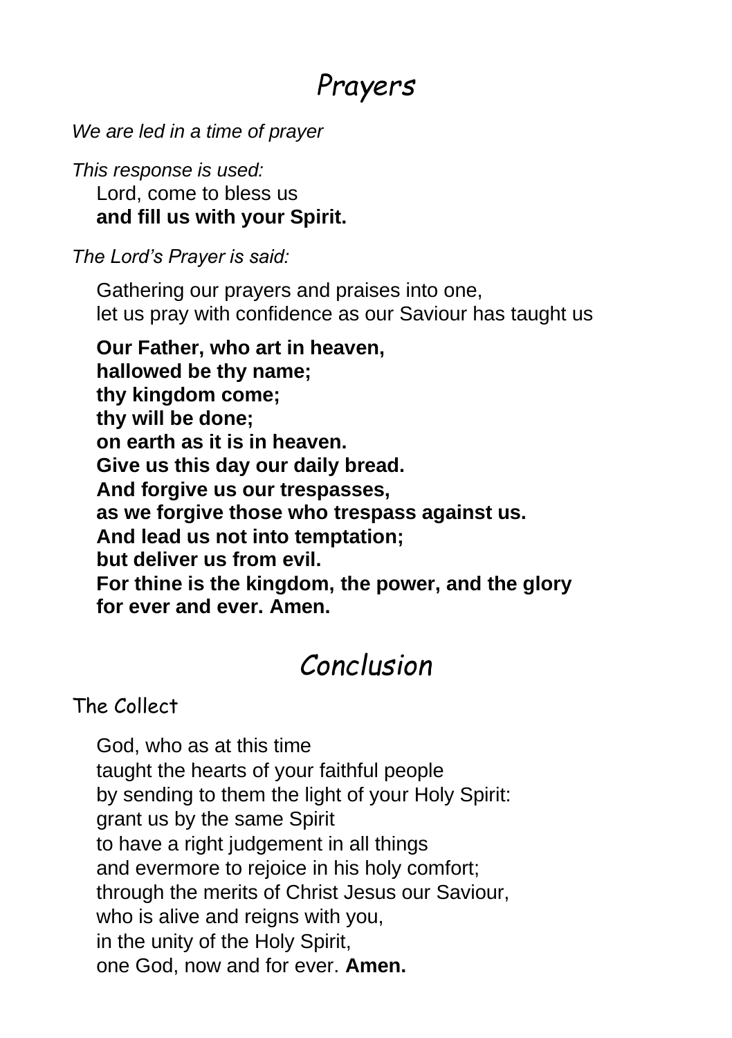# Prayers

*We are led in a time of prayer*

*This response is used:*

Lord, come to bless us
**and fill us with your Spirit.**

*The Lord's Prayer is said:*

Gathering our prayers and praises into one,
let us pray with confidence as our Saviour has taught us

**Our Father, who art in heaven,**
**hallowed be thy name;**
**thy kingdom come;**
**thy will be done;**
**on earth as it is in heaven.**
**Give us this day our daily bread.**
**And forgive us our trespasses,**
**as we forgive those who trespass against us.**
**And lead us not into temptation;**
**but deliver us from evil.**
**For thine is the kingdom, the power, and the glory**
**for ever and ever. Amen.**

# Conclusion

## The Collect

God, who as at this time
taught the hearts of your faithful people
by sending to them the light of your Holy Spirit:
grant us by the same Spirit
to have a right judgement in all things
and evermore to rejoice in his holy comfort;
through the merits of Christ Jesus our Saviour,
who is alive and reigns with you,
in the unity of the Holy Spirit,
one God, now and for ever. **Amen.**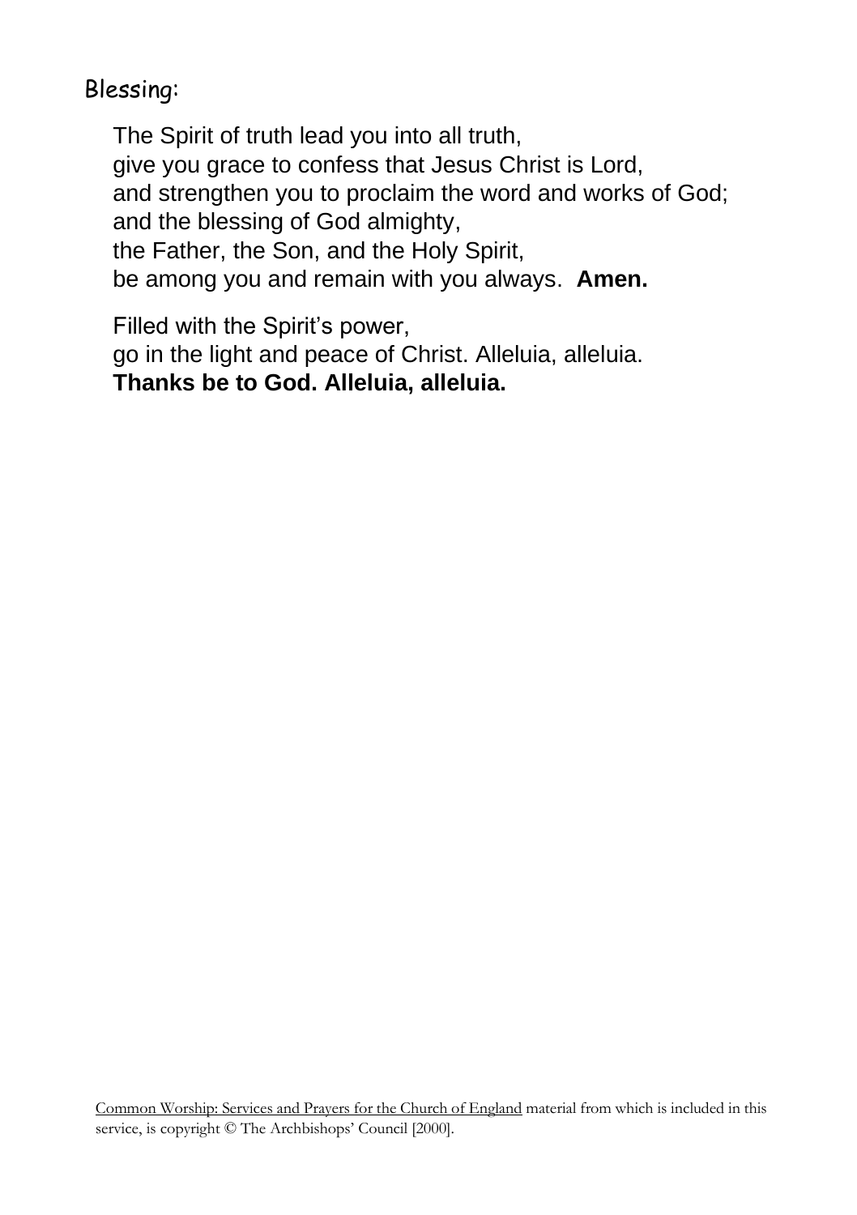## Blessing:

The Spirit of truth lead you into all truth,
give you grace to confess that Jesus Christ is Lord,
and strengthen you to proclaim the word and works of God;
and the blessing of God almighty,
the Father, the Son, and the Holy Spirit,
be among you and remain with you always. **Amen.**

Filled with the Spirit's power,
go in the light and peace of Christ. Alleluia, alleluia.
**Thanks be to God. Alleluia, alleluia.**

Common Worship: Services and Prayers for the Church of England material from which is included in this service, is copyright © The Archbishops' Council [2000].